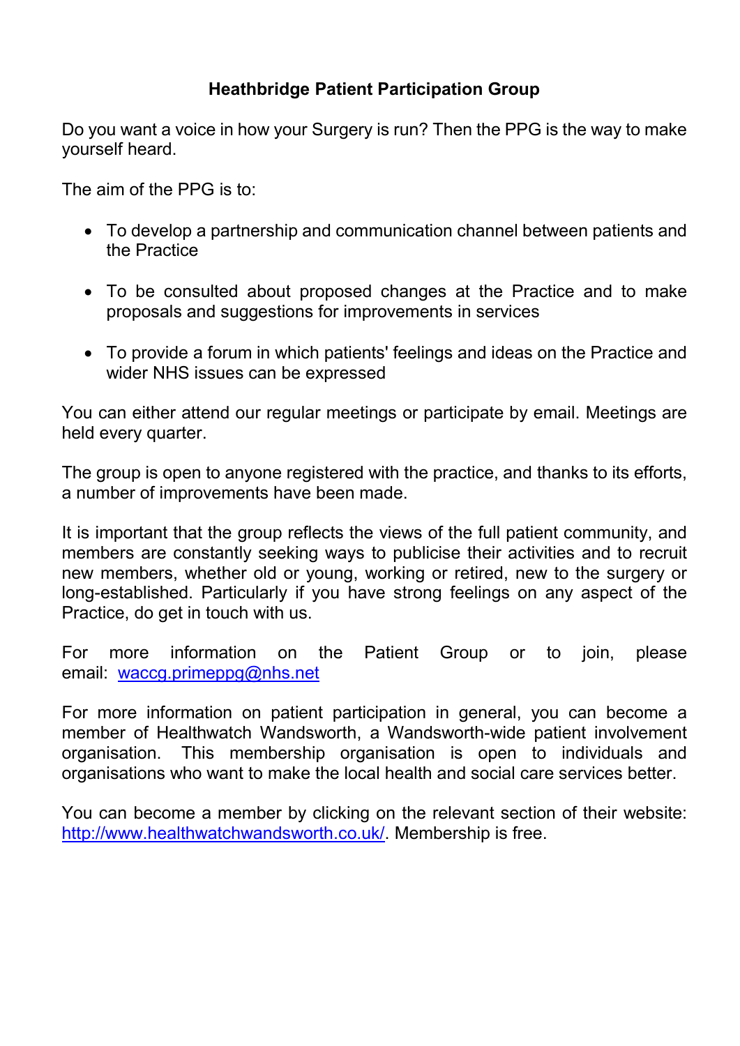# Heathbridge Patient Participation Group

Do you want a voice in how your Surgery is run? Then the PPG is the way to make yourself heard.

The aim of the PPG is to:

- To develop a partnership and communication channel between patients and the Practice
- To be consulted about proposed changes at the Practice and to make proposals and suggestions for improvements in services
- To provide a forum in which patients' feelings and ideas on the Practice and wider NHS issues can be expressed

You can either attend our regular meetings or participate by email. Meetings are held every quarter.

The group is open to anyone registered with the practice, and thanks to its efforts, a number of improvements have been made.

It is important that the group reflects the views of the full patient community, and members are constantly seeking ways to publicise their activities and to recruit new members, whether old or young, working or retired, new to the surgery or long-established. Particularly if you have strong feelings on any aspect of the Practice, do get in touch with us.

For more information on the Patient Group or to join, please email: waccg.primeppg@nhs.net

For more information on patient participation in general, you can become a member of Healthwatch Wandsworth, a Wandsworth-wide patient involvement organisation. This membership organisation is open to individuals and organisations who want to make the local health and social care services better.

You can become a member by clicking on the relevant section of their website: http://www.healthwatchwandsworth.co.uk/. Membership is free.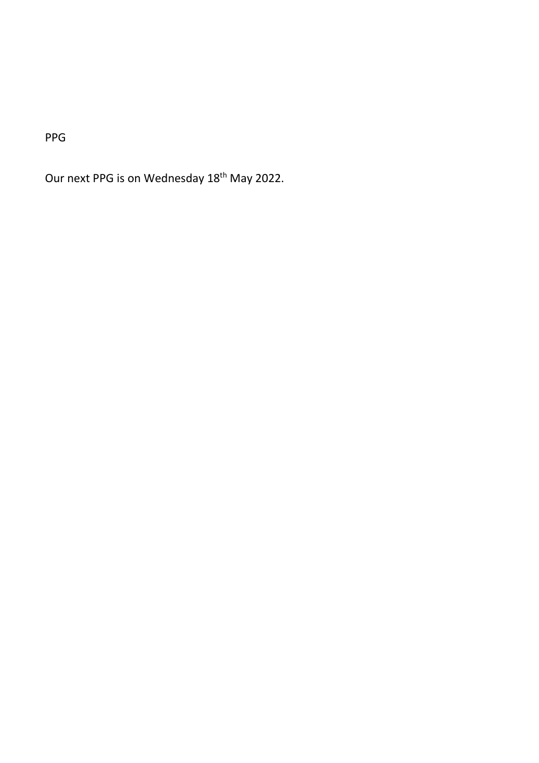PPG

Our next PPG is on Wednesday 18th May 2022.